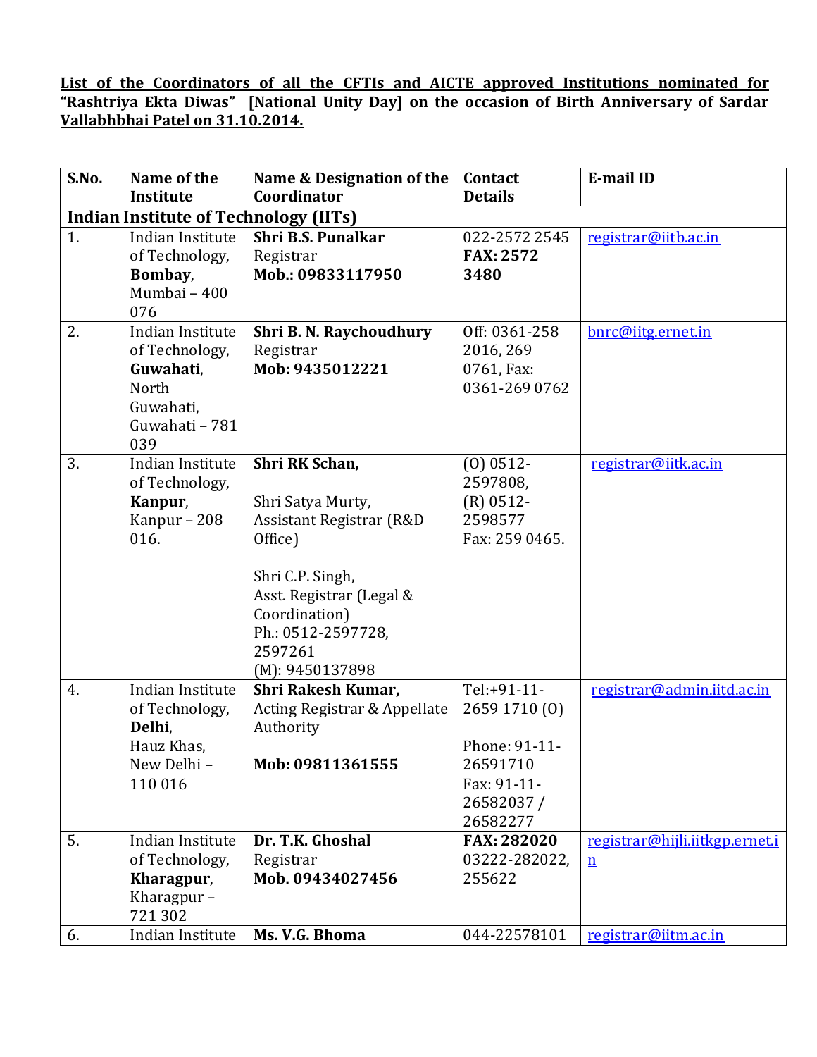**List of the Coordinators of all the CFTIs and AICTE approved Institutions nominated for "Rashtriya Ekta Diwas" [National Unity Day] on the occasion of Birth Anniversary of Sardar Vallabhbhai Patel on 31.10.2014.**

| S.No. | Name of the Institute | Name & Designation of the Coordinator | Contact Details | E-mail ID |
|---|---|---|---|---|
| **Indian Institute of Technology (IITs)** | | | | |
| 1. | Indian Institute of Technology, **Bombay**, Mumbai – 400 076 | **Shri B.S. Punalkar** Registrar **Mob.: 09833117950** | 022-2572 2545 **FAX: 2572 3480** | registrar@iitb.ac.in |
| 2. | Indian Institute of Technology, **Guwahati**, North Guwahati, Guwahati – 781 039 | **Shri B. N. Raychoudhury** Registrar **Mob: 9435012221** | Off: 0361-258 2016, 269 0761, Fax: 0361-269 0762 | bnrc@iitg.ernet.in |
| 3. | Indian Institute of Technology, **Kanpur**, Kanpur – 208 016. | **Shri RK Schan,**<br><br>Shri Satya Murty, Assistant Registrar (R&D Office)<br><br>Shri C.P. Singh, Asst. Registrar (Legal & Coordination) Ph.: 0512-2597728, 2597261 (M): 9450137898 | (O) 0512-2597808, (R) 0512-2598577 Fax: 259 0465. | registrar@iitk.ac.in |
| 4. | Indian Institute of Technology, **Delhi**, Hauz Khas, New Delhi – 110 016 | **Shri Rakesh Kumar,** Acting Registrar & Appellate Authority<br><br>**Mob: 09811361555** | Tel:+91-11-2659 1710 (O)<br><br>Phone: 91-11-26591710 Fax: 91-11-26582037 / 26582277 | registrar@admin.iitd.ac.in |
| 5. | Indian Institute of Technology, **Kharagpur**, Kharagpur – 721 302 | **Dr. T.K. Ghoshal** Registrar **Mob. 09434027456** | **FAX: 282020** 03222-282022, 255622 | registrar@hijli.iitkgp.ernet.in |
| 6. | Indian Institute | **Ms. V.G. Bhoma** | 044-22578101 | registrar@iitm.ac.in |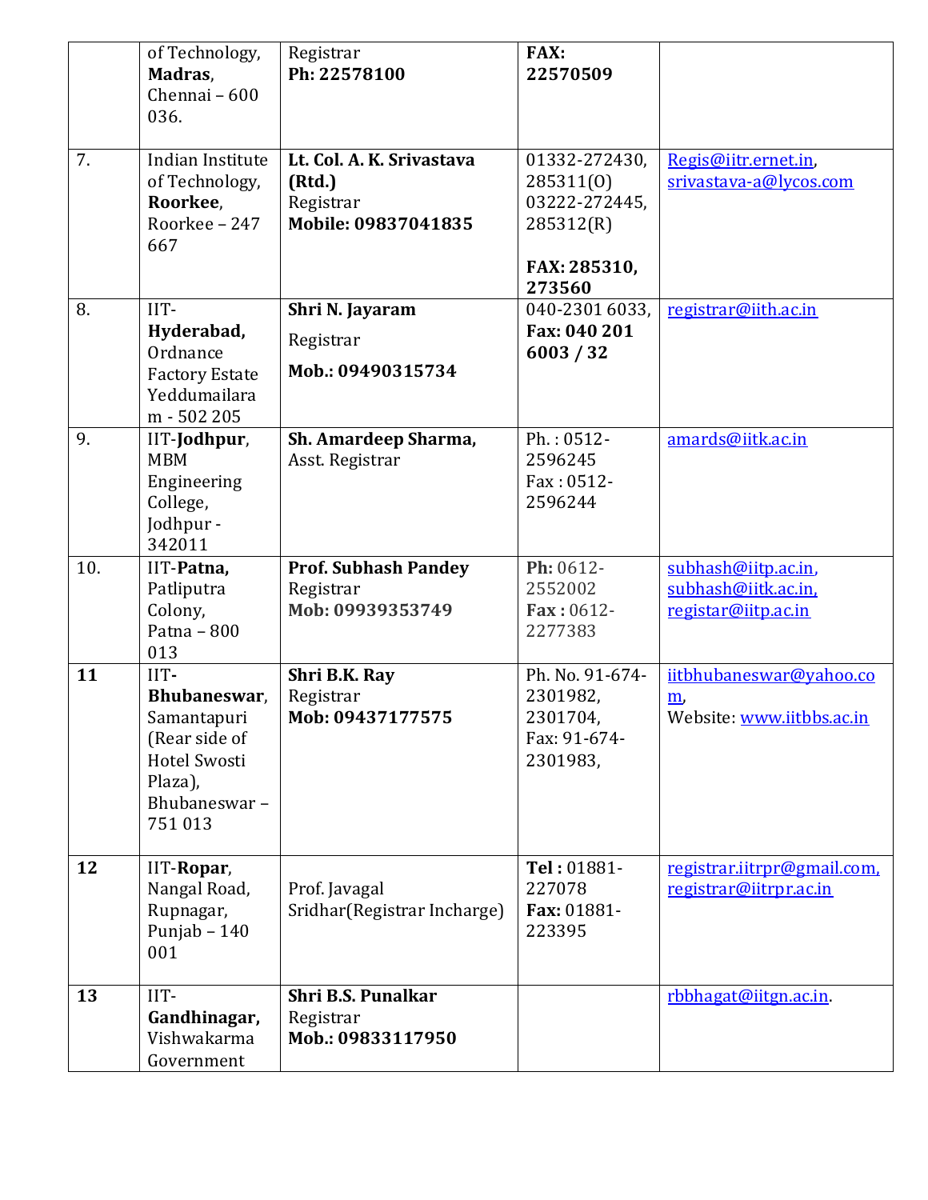|  | of Technology, **Madras**, Chennai – 600 036. | Registrar<br>**Ph: 22578100** | **FAX: 22570509** |  |
|---|---|---|---|---|
| 7. | Indian Institute of Technology, **Roorkee**, Roorkee – 247 667 | **Lt. Col. A. K. Srivastava (Rtd.)**<br>Registrar<br>**Mobile: 09837041835** | 01332-272430, 285311(O)<br>03222-272445, 285312(R)<br><br>**FAX: 285310, 273560** | Regis@iitr.ernet.in, srivastava-a@lycos.com |
| 8. | IIT-**Hyderabad,** Ordnance Factory Estate Yeddumailaram - 502 205 | **Shri N. Jayaram**<br>Registrar<br>**Mob.: 09490315734** | 040-2301 6033, **Fax: 040 201 6003 / 32** | registrar@iith.ac.in |
| 9. | IIT-**Jodhpur**, MBM Engineering College, Jodhpur - 342011 | **Sh. Amardeep Sharma,**<br>Asst. Registrar | Ph. : 0512-2596245<br>Fax : 0512-2596244 | amards@iitk.ac.in |
| 10. | IIT-**Patna,** Patliputra Colony, Patna – 800 013 | **Prof. Subhash Pandey**<br>Registrar<br>**Mob: 09939353749** | **Ph:** 0612-2552002<br>**Fax :** 0612-2277383 | subhash@iitp.ac.in, subhash@iitk.ac.in, registar@iitp.ac.in |
| **11** | IIT-**Bhubaneswar**, Samantapuri (Rear side of Hotel Swosti Plaza), Bhubaneswar – 751 013 | **Shri B.K. Ray**<br>Registrar<br>**Mob: 09437177575** | Ph. No. 91-674-2301982, 2301704,<br>Fax: 91-674-2301983, | iitbhubaneswar@yahoo.com,<br>Website: www.iitbbs.ac.in |
| **12** | IIT-**Ropar**, Nangal Road, Rupnagar, Punjab – 140 001 | Prof. Javagal Sridhar(Registrar Incharge) | **Tel :** 01881-227078<br>**Fax:** 01881-223395 | registrar.iitrpr@gmail.com, registrar@iitrpr.ac.in |
| **13** | IIT-**Gandhinagar,** Vishwakarma Government | **Shri B.S. Punalkar**<br>Registrar<br>**Mob.: 09833117950** |  | rbbhagat@iitgn.ac.in. |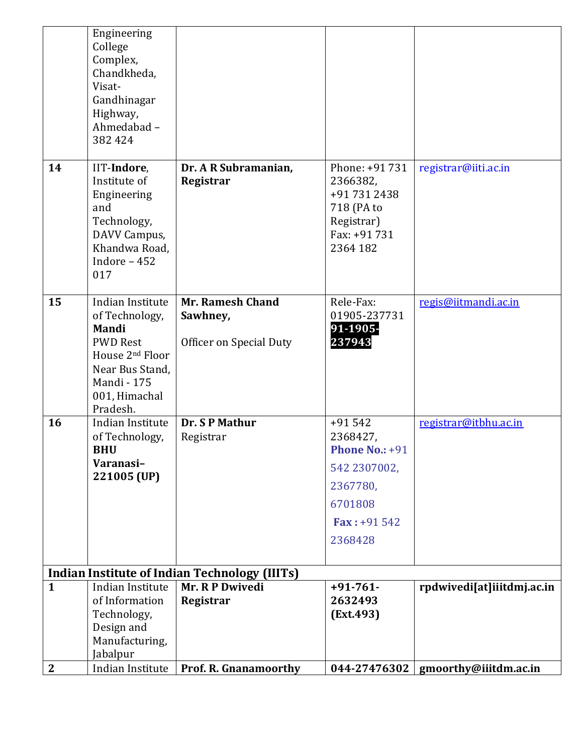|  |  |  |  |  |
|---|---|---|---|---|
|  | Engineering College Complex, Chandkheda, Visat-Gandhinagar Highway, Ahmedabad – 382 424 |  |  |  |
| **14** | IIT-**Indore**, Institute of Engineering and Technology, DAVV Campus, Khandwa Road, Indore – 452 017 | **Dr. A R Subramanian, Registrar** | Phone: +91 731 2366382, +91 731 2438 718 (PA to Registrar) Fax: +91 731 2364 182 | registrar@iiti.ac.in |
| **15** | Indian Institute of Technology, **Mandi** PWD Rest House 2nd Floor Near Bus Stand, Mandi - 175 001, Himachal Pradesh. | **Mr. Ramesh Chand Sawhney,** Officer on Special Duty | Rele-Fax: 01905-237731 **91-1905-237943** | regis@iitmandi.ac.in |
| **16** | Indian Institute of Technology, **BHU Varanasi–221005 (UP)** | **Dr. S P Mathur** Registrar | +91 542 2368427, **Phone No.:** +91 542 2307002, 2367780, 6701808 **Fax :** +91 542 2368428 | registrar@itbhu.ac.in |
| **Indian Institute of Indian Technology (IIITs)** |  |  |  |  |
| **1** | Indian Institute of Information Technology, Design and Manufacturing, Jabalpur | **Mr. R P Dwivedi Registrar** | **+91-761-2632493 (Ext.493)** | **rpdwivedi[at]iiitdmj.ac.in** |
| **2** | Indian Institute | **Prof. R. Gnanamoorthy** | **044-27476302** | **gmoorthy@iiitdm.ac.in** |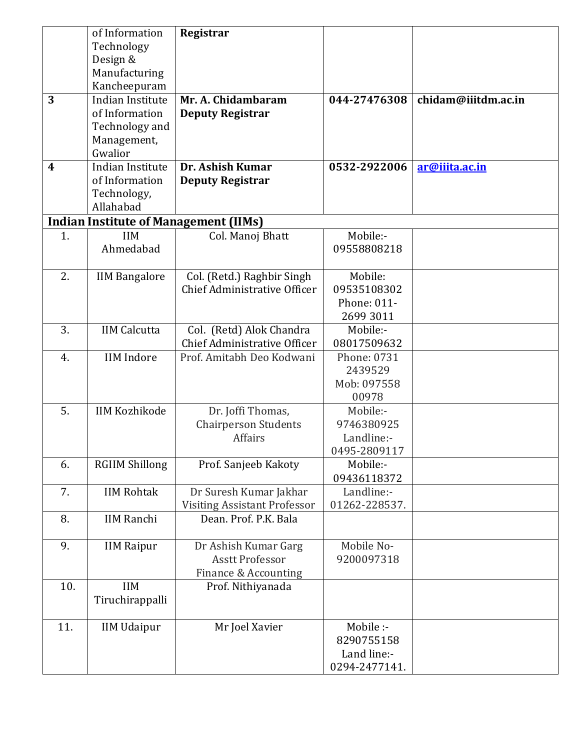| | | | | |
|---|---|---|---|---|
| | of Information Technology Design & Manufacturing Kancheepuram | **Registrar** | | |
| **3** | Indian Institute of Information Technology and Management, Gwalior | **Mr. A. Chidambaram Deputy Registrar** | **044-27476308** | **chidam@iiitdm.ac.in** |
| **4** | Indian Institute of Information Technology, Allahabad | **Dr. Ashish Kumar Deputy Registrar** | **0532-2922006** | **ar@iiita.ac.in** |
| **Indian Institute of Management (IIMs)** | | | | |
| 1. | IIM Ahmedabad | Col. Manoj Bhatt | Mobile:- 09558808218 | |
| 2. | IIM Bangalore | Col. (Retd.) Raghbir Singh Chief Administrative Officer | Mobile: 09535108302 Phone: 011-2699 3011 | |
| 3. | IIM Calcutta | Col. (Retd) Alok Chandra Chief Administrative Officer | Mobile:- 08017509632 | |
| 4. | IIM Indore | Prof. Amitabh Deo Kodwani | Phone: 0731 2439529 Mob: 097558 00978 | |
| 5. | IIM Kozhikode | Dr. Joffi Thomas, Chairperson Students Affairs | Mobile:- 9746380925 Landline:- 0495-2809117 | |
| 6. | RGIIM Shillong | Prof. Sanjeeb Kakoty | Mobile:- 09436118372 | |
| 7. | IIM Rohtak | Dr Suresh Kumar Jakhar Visiting Assistant Professor | Landline:- 01262-228537. | |
| 8. | IIM Ranchi | Dean. Prof. P.K. Bala | | |
| 9. | IIM Raipur | Dr Ashish Kumar Garg Asstt Professor Finance & Accounting | Mobile No- 9200097318 | |
| 10. | IIM Tiruchirappalli | Prof. Nithiyanada | | |
| 11. | IIM Udaipur | Mr Joel Xavier | Mobile :- 8290755158 Land line:- 0294-2477141. | |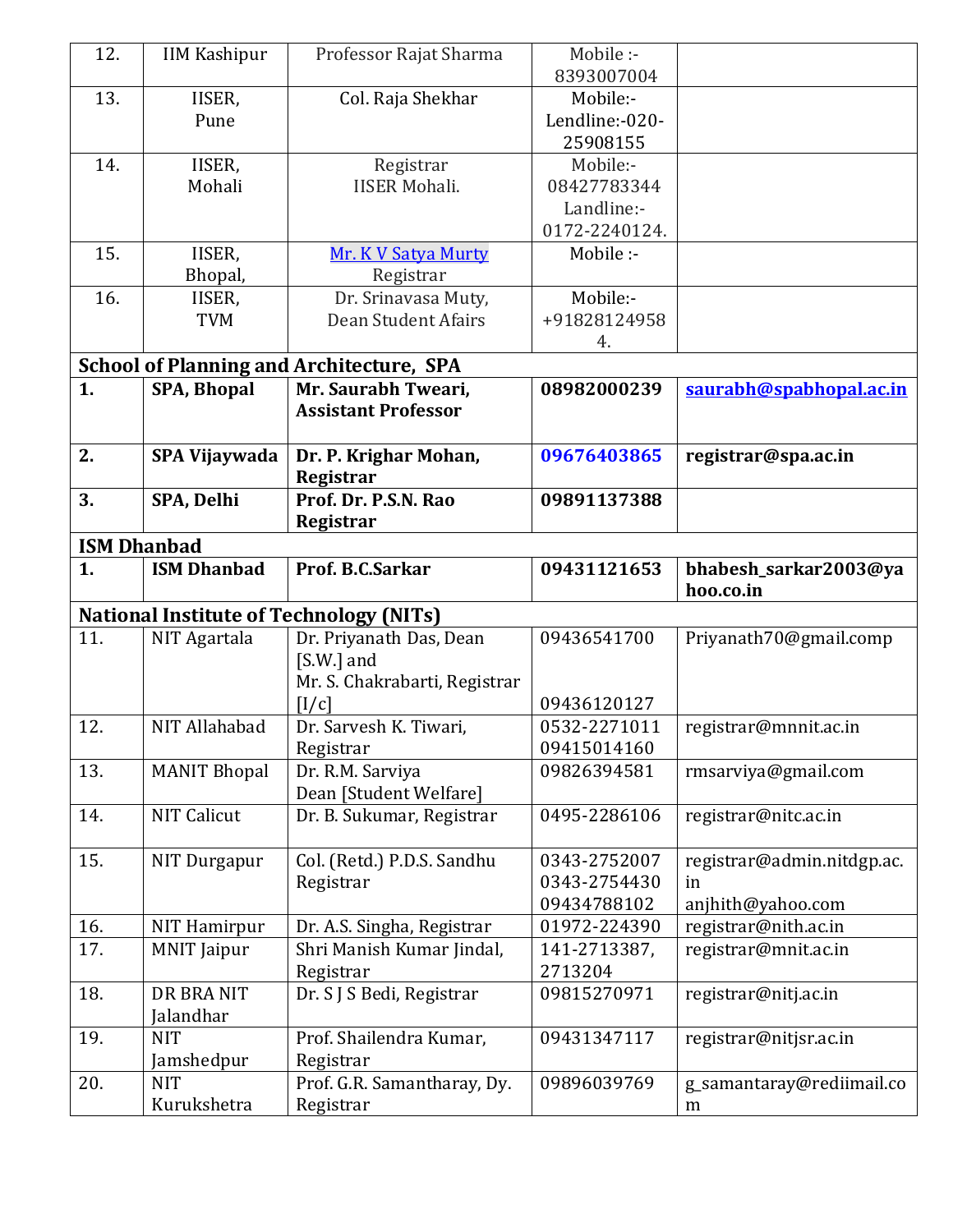| 12. | IIM Kashipur | Professor Rajat Sharma | Mobile :- 8393007004 | |
|---|---|---|---|---|
| 13. | IISER, Pune | Col. Raja Shekhar | Mobile:- Lendline:-020-25908155 | |
| 14. | IISER, Mohali | Registrar IISER Mohali. | Mobile:- 08427783344 Landline:- 0172-2240124. | |
| 15. | IISER, Bhopal, | Mr. K V Satya Murty Registrar | Mobile :- | |
| 16. | IISER, TVM | Dr. Srinavasa Muty, Dean Student Afairs | Mobile:- +918281249584. | |
| **School of Planning and Architecture, SPA** | | | | |
| **1.** | **SPA, Bhopal** | **Mr. Saurabh Tweari, Assistant Professor** | **08982000239** | **saurabh@spabhopal.ac.in** |
| **2.** | **SPA Vijaywada** | **Dr. P. Krighar Mohan, Registrar** | **09676403865** | **registrar@spa.ac.in** |
| **3.** | **SPA, Delhi** | **Prof. Dr. P.S.N. Rao Registrar** | **09891137388** | |
| **ISM Dhanbad** | | | | |
| **1.** | **ISM Dhanbad** | **Prof. B.C.Sarkar** | **09431121653** | **bhabesh_sarkar2003@yahoo.co.in** |
| **National Institute of Technology (NITs)** | | | | |
| 11. | NIT Agartala | Dr. Priyanath Das, Dean [S.W.] and Mr. S. Chakrabarti, Registrar [I/c] | 09436541700 09436120127 | Priyanath70@gmail.comp |
| 12. | NIT Allahabad | Dr. Sarvesh K. Tiwari, Registrar | 0532-2271011 09415014160 | registrar@mnnit.ac.in |
| 13. | MANIT Bhopal | Dr. R.M. Sarviya Dean [Student Welfare] | 09826394581 | rmsarviya@gmail.com |
| 14. | NIT Calicut | Dr. B. Sukumar, Registrar | 0495-2286106 | registrar@nitc.ac.in |
| 15. | NIT Durgapur | Col. (Retd.) P.D.S. Sandhu Registrar | 0343-2752007 0343-2754430 09434788102 | registrar@admin.nitdgp.ac.in anjhith@yahoo.com |
| 16. | NIT Hamirpur | Dr. A.S. Singha, Registrar | 01972-224390 | registrar@nith.ac.in |
| 17. | MNIT Jaipur | Shri Manish Kumar Jindal, Registrar | 141-2713387, 2713204 | registrar@mnit.ac.in |
| 18. | DR BRA NIT Jalandhar | Dr. S J S Bedi, Registrar | 09815270971 | registrar@nitj.ac.in |
| 19. | NIT Jamshedpur | Prof. Shailendra Kumar, Registrar | 09431347117 | registrar@nitjsr.ac.in |
| 20. | NIT Kurukshetra | Prof. G.R. Samantharay, Dy. Registrar | 09896039769 | g_samantaray@rediimail.com |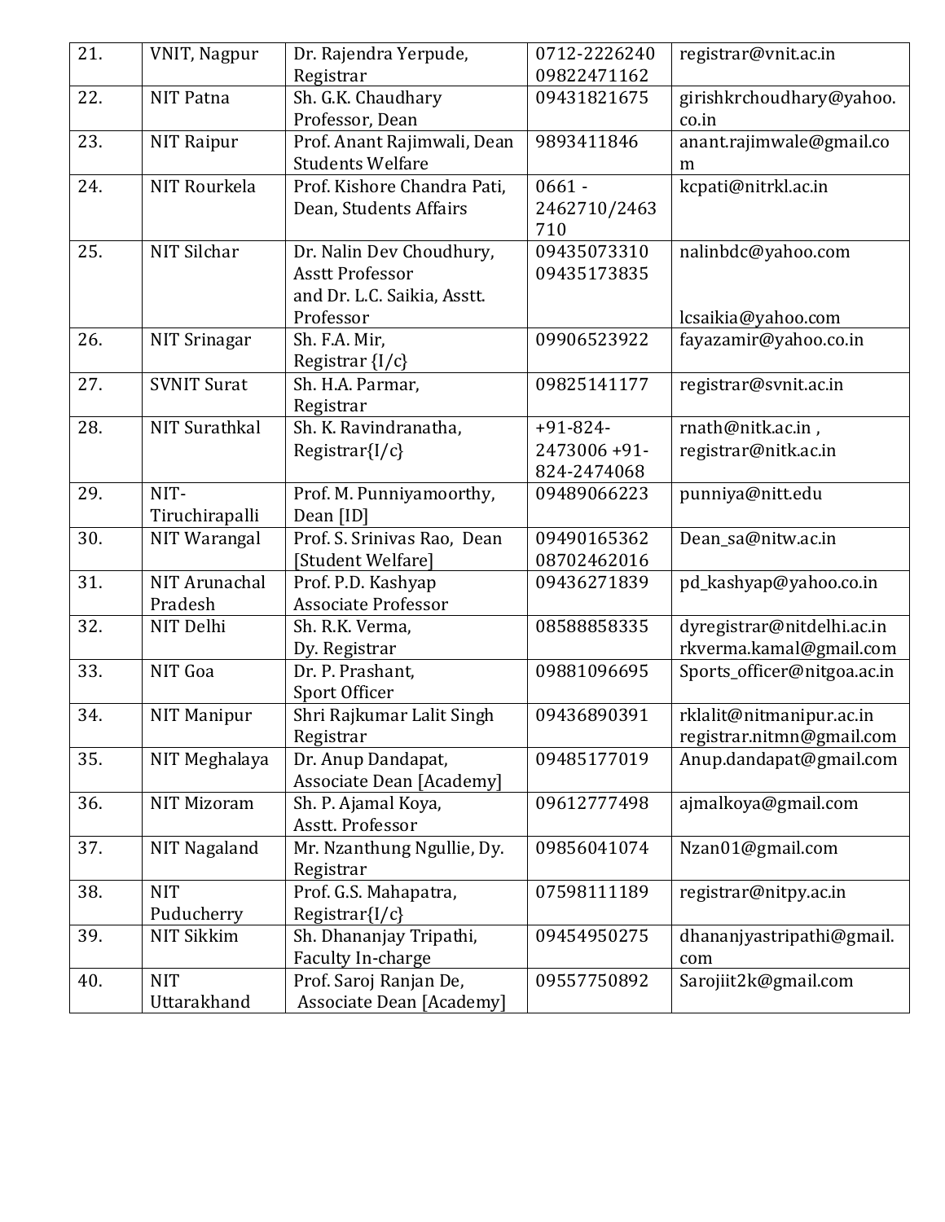| 21. | VNIT, Nagpur | Dr. Rajendra Yerpude, Registrar | 0712-2226240 09822471162 | registrar@vnit.ac.in |
|---|---|---|---|---|
| 22. | NIT Patna | Sh. G.K. Chaudhary Professor, Dean | 09431821675 | girishkrchoudhary@yahoo.co.in |
| 23. | NIT Raipur | Prof. Anant Rajimwali, Dean Students Welfare | 9893411846 | anant.rajimwale@gmail.com |
| 24. | NIT Rourkela | Prof. Kishore Chandra Pati, Dean, Students Affairs | 0661 - 2462710/2463710 | kcpati@nitrkl.ac.in |
| 25. | NIT Silchar | Dr. Nalin Dev Choudhury, Asstt Professor and Dr. L.C. Saikia, Asstt. Professor | 09435073310 09435173835 | nalinbdc@yahoo.com lcsaikia@yahoo.com |
| 26. | NIT Srinagar | Sh. F.A. Mir, Registrar {I/c} | 09906523922 | fayazamir@yahoo.co.in |
| 27. | SVNIT Surat | Sh. H.A. Parmar, Registrar | 09825141177 | registrar@svnit.ac.in |
| 28. | NIT Surathkal | Sh. K. Ravindranatha, Registrar{I/c} | +91-824-2473006 +91-824-2474068 | rnath@nitk.ac.in , registrar@nitk.ac.in |
| 29. | NIT-Tiruchirapalli | Prof. M. Punniyamoorthy, Dean [ID] | 09489066223 | punniya@nitt.edu |
| 30. | NIT Warangal | Prof. S. Srinivas Rao, Dean [Student Welfare] | 09490165362 08702462016 | Dean_sa@nitw.ac.in |
| 31. | NIT Arunachal Pradesh | Prof. P.D. Kashyap Associate Professor | 09436271839 | pd_kashyap@yahoo.co.in |
| 32. | NIT Delhi | Sh. R.K. Verma, Dy. Registrar | 08588858335 | dyregistrar@nitdelhi.ac.in rkverma.kamal@gmail.com |
| 33. | NIT Goa | Dr. P. Prashant, Sport Officer | 09881096695 | Sports_officer@nitgoa.ac.in |
| 34. | NIT Manipur | Shri Rajkumar Lalit Singh Registrar | 09436890391 | rklalit@nitmanipur.ac.in registrar.nitmn@gmail.com |
| 35. | NIT Meghalaya | Dr. Anup Dandapat, Associate Dean [Academy] | 09485177019 | Anup.dandapat@gmail.com |
| 36. | NIT Mizoram | Sh. P. Ajamal Koya, Asstt. Professor | 09612777498 | ajmalkoya@gmail.com |
| 37. | NIT Nagaland | Mr. Nzanthung Ngullie, Dy. Registrar | 09856041074 | Nzan01@gmail.com |
| 38. | NIT Puducherry | Prof. G.S. Mahapatra, Registrar{I/c} | 07598111189 | registrar@nitpy.ac.in |
| 39. | NIT Sikkim | Sh. Dhananjay Tripathi, Faculty In-charge | 09454950275 | dhananjyastripathi@gmail.com |
| 40. | NIT Uttarakhand | Prof. Saroj Ranjan De, Associate Dean [Academy] | 09557750892 | Sarojiit2k@gmail.com |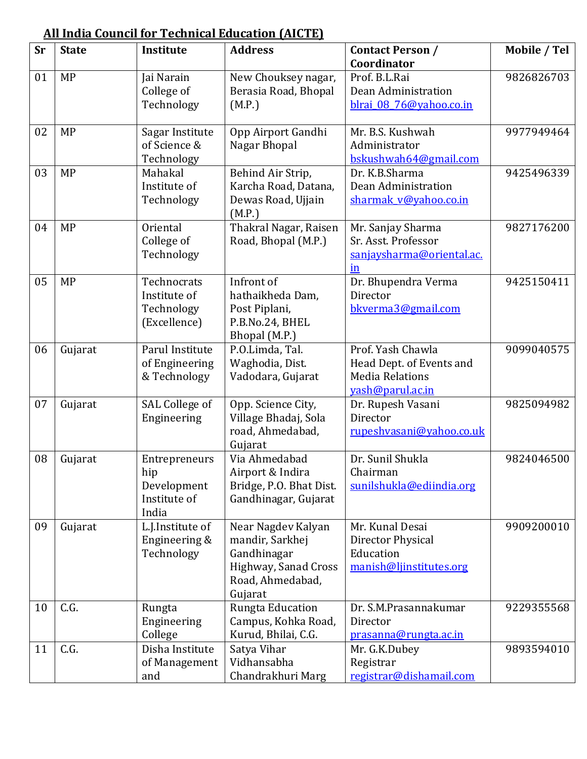**All India Council for Technical Education (AICTE)**

| Sr | State | Institute | Address | Contact Person / Coordinator | Mobile / Tel |
|---|---|---|---|---|---|
| 01 | MP | Jai Narain College of Technology | New Chouksey nagar, Berasia Road, Bhopal (M.P.) | Prof. B.L.Rai<br>Dean Administration<br>blrai_08_76@yahoo.co.in | 9826826703 |
| 02 | MP | Sagar Institute of Science & Technology | Opp Airport Gandhi Nagar Bhopal | Mr. B.S. Kushwah<br>Administrator<br>bskushwah64@gmail.com | 9977949464 |
| 03 | MP | Mahakal Institute of Technology | Behind Air Strip, Karcha Road, Datana, Dewas Road, Ujjain (M.P.) | Dr. K.B.Sharma<br>Dean Administration<br>sharmak_v@yahoo.co.in | 9425496339 |
| 04 | MP | Oriental College of Technology | Thakral Nagar, Raisen Road, Bhopal (M.P.) | Mr. Sanjay Sharma<br>Sr. Asst. Professor<br>sanjaysharma@oriental.ac.in | 9827176200 |
| 05 | MP | Technocrats Institute of Technology (Excellence) | Infront of hathaikheda Dam, Post Piplani, P.B.No.24, BHEL Bhopal (M.P.) | Dr. Bhupendra Verma<br>Director<br>bkverma3@gmail.com | 9425150411 |
| 06 | Gujarat | Parul Institute of Engineering & Technology | P.O.Limda, Tal. Waghodia, Dist. Vadodara, Gujarat | Prof. Yash Chawla<br>Head Dept. of Events and Media Relations<br>yash@parul.ac.in | 9099040575 |
| 07 | Gujarat | SAL College of Engineering | Opp. Science City, Village Bhadaj, Sola road, Ahmedabad, Gujarat | Dr. Rupesh Vasani<br>Director<br>rupeshvasani@yahoo.co.uk | 9825094982 |
| 08 | Gujarat | Entrepreneurs hip Development Institute of India | Via Ahmedabad Airport & Indira Bridge, P.O. Bhat Dist. Gandhinagar, Gujarat | Dr. Sunil Shukla<br>Chairman<br>sunilshukla@ediindia.org | 9824046500 |
| 09 | Gujarat | L.J.Institute of Engineering & Technology | Near Nagdev Kalyan mandir, Sarkhej Gandhinagar Highway, Sanad Cross Road, Ahmedabad, Gujarat | Mr. Kunal Desai<br>Director Physical Education<br>manish@ljinstitutes.org | 9909200010 |
| 10 | C.G. | Rungta Engineering College | Rungta Education Campus, Kohka Road, Kurud, Bhilai, C.G. | Dr. S.M.Prasannakumar<br>Director<br>prasanna@rungta.ac.in | 9229355568 |
| 11 | C.G. | Disha Institute of Management and | Satya Vihar Vidhansabha Chandrakhuri Marg | Mr. G.K.Dubey<br>Registrar<br>registrar@dishamail.com | 9893594010 |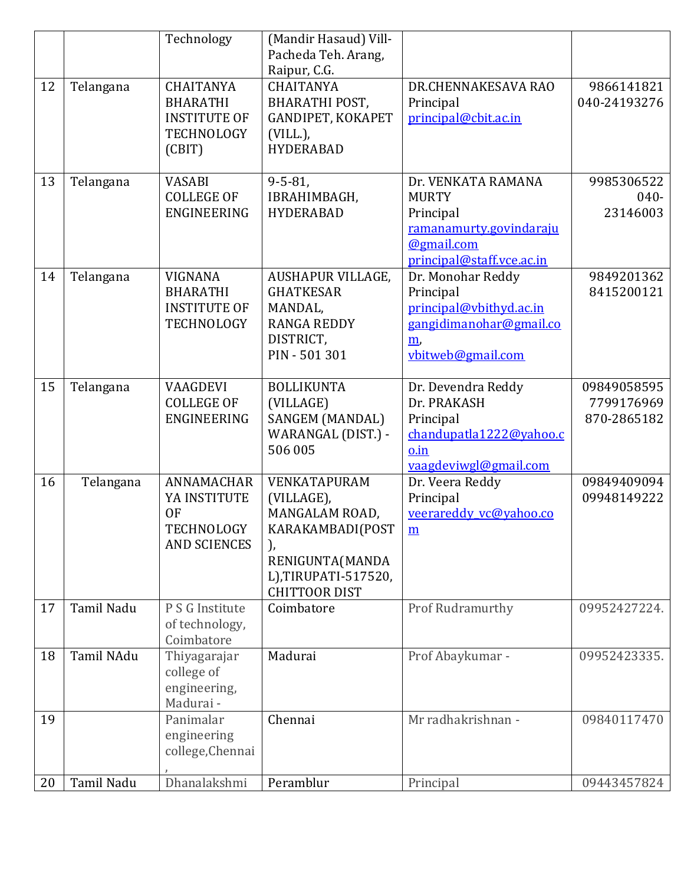| | | Technology | (Mandir Hasaud) Vill-Pacheda Teh. Arang, Raipur, C.G. | | |
|---|---|---|---|---|---|
| 12 | Telangana | CHAITANYA BHARATHI INSTITUTE OF TECHNOLOGY (CBIT) | CHAITANYA BHARATHI POST, GANDIPET, KOKAPET (VILL.), HYDERABAD | DR.CHENNAKESAVA RAO Principal principal@cbit.ac.in | 9866141821 040-24193276 |
| 13 | Telangana | VASABI COLLEGE OF ENGINEERING | 9-5-81, IBRAHIMBAGH, HYDERABAD | Dr. VENKATA RAMANA MURTY Principal ramanamurty.govindaraju@gmail.com principal@staff.vce.ac.in | 9985306522 040-23146003 |
| 14 | Telangana | VIGNANA BHARATHI INSTITUTE OF TECHNOLOGY | AUSHAPUR VILLAGE, GHATKESAR MANDAL, RANGA REDDY DISTRICT, PIN - 501 301 | Dr. Monohar Reddy Principal principal@vbithyd.ac.in gangidimanohar@gmail.com, vbitweb@gmail.com | 9849201362 8415200121 |
| 15 | Telangana | VAAGDEVI COLLEGE OF ENGINEERING | BOLLIKUNTA (VILLAGE) SANGEM (MANDAL) WARANGAL (DIST.) - 506 005 | Dr. Devendra Reddy Dr. PRAKASH Principal chandupatla1222@yahoo.co.in vaagdeviwgl@gmail.com | 09849058595 7799176969 870-2865182 |
| 16 | Telangana | ANNAMACHARYA INSTITUTE OF TECHNOLOGY AND SCIENCES | VENKATAPURAM (VILLAGE), MANGALAM ROAD, KARAKAMBADI(POST), RENIGUNTA(MANDAL),TIRUPATI-517520, CHITTOOR DIST | Dr. Veera Reddy Principal veerareddy_vc@yahoo.com | 09849409094 09948149222 |
| 17 | Tamil Nadu | P S G Institute of technology, Coimbatore | Coimbatore | Prof Rudramurthy | 09952427224. |
| 18 | Tamil NAdu | Thiyagarajar college of engineering, Madurai - | Madurai | Prof Abaykumar - | 09952423335. |
| 19 | | Panimalar engineering college,Chennai , | Chennai | Mr radhakrishnan - | 09840117470 |
| 20 | Tamil Nadu | Dhanalakshmi | Peramblur | Principal | 09443457824 |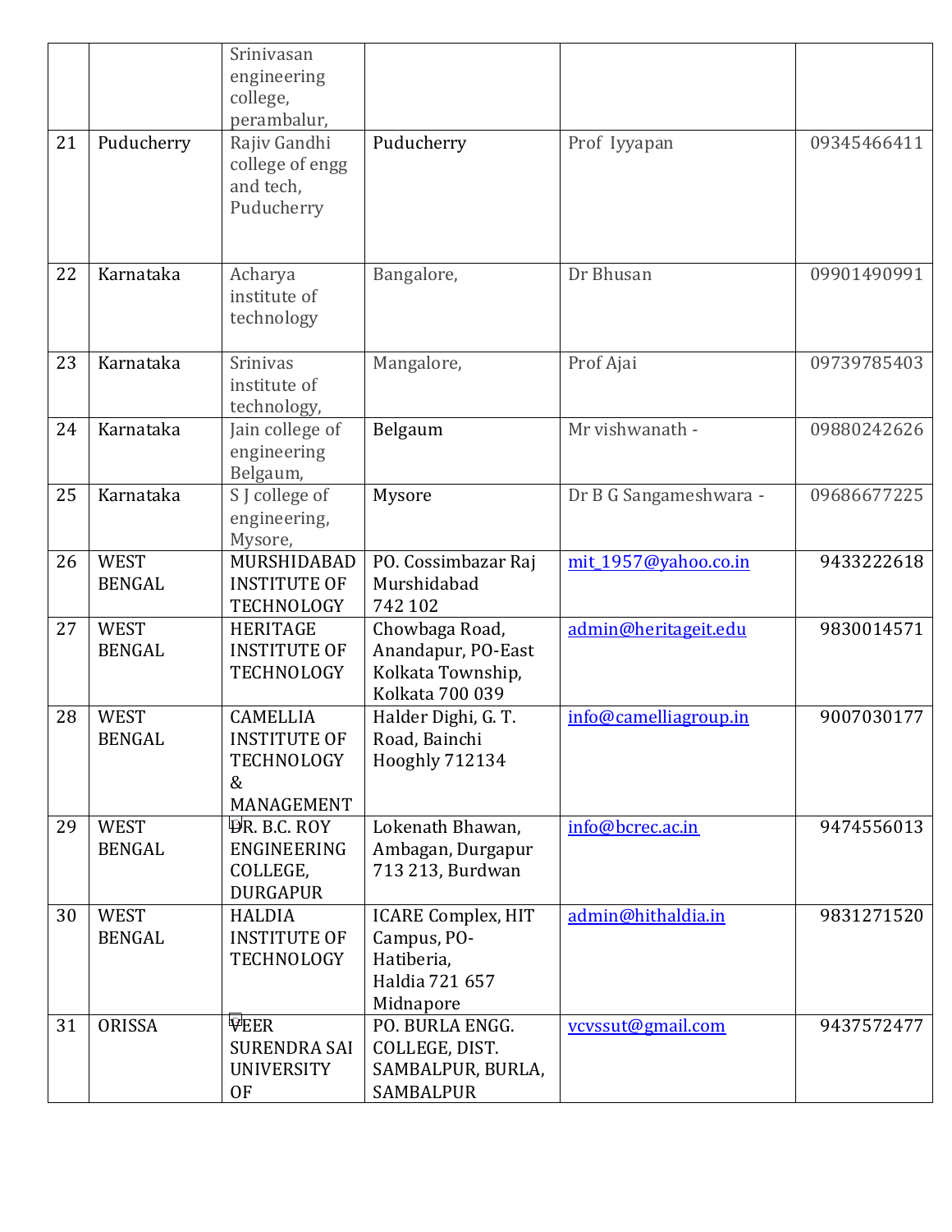|  |  | Srinivasan engineering college, perambalur, |  |  |  |
|---|---|---|---|---|---|
| 21 | Puducherry | Rajiv Gandhi college of engg and tech, Puducherry | Puducherry | Prof Iyyapan | 09345466411 |
| 22 | Karnataka | Acharya institute of technology | Bangalore, | Dr Bhusan | 09901490991 |
| 23 | Karnataka | Srinivas institute of technology, | Mangalore, | Prof Ajai | 09739785403 |
| 24 | Karnataka | Jain college of engineering Belgaum, | Belgaum | Mr vishwanath - | 09880242626 |
| 25 | Karnataka | S J college of engineering, Mysore, | Mysore | Dr B G Sangameshwara - | 09686677225 |
| 26 | WEST BENGAL | MURSHIDABAD INSTITUTE OF TECHNOLOGY | PO. Cossimbazar Raj Murshidabad 742 102 | mit_1957@yahoo.co.in | 9433222618 |
| 27 | WEST BENGAL | HERITAGE INSTITUTE OF TECHNOLOGY | Chowbaga Road, Anandapur, PO-East Kolkata Township, Kolkata 700 039 | admin@heritageit.edu | 9830014571 |
| 28 | WEST BENGAL | CAMELLIA INSTITUTE OF TECHNOLOGY & MANAGEMENT | Halder Dighi, G. T. Road, Bainchi Hooghly 712134 | info@camelliagroup.in | 9007030177 |
| 29 | WEST BENGAL | DR. B.C. ROY ENGINEERING COLLEGE, DURGAPUR | Lokenath Bhawan, Ambagan, Durgapur 713 213, Burdwan | info@bcrec.ac.in | 9474556013 |
| 30 | WEST BENGAL | HALDIA INSTITUTE OF TECHNOLOGY | ICARE Complex, HIT Campus, PO-Hatiberia, Haldia 721 657 Midnapore | admin@hithaldia.in | 9831271520 |
| 31 | ORISSA | VEER SURENDRA SAI UNIVERSITY OF | PO. BURLA ENGG. COLLEGE, DIST. SAMBALPUR, BURLA, SAMBALPUR | vcvssut@gmail.com | 9437572477 |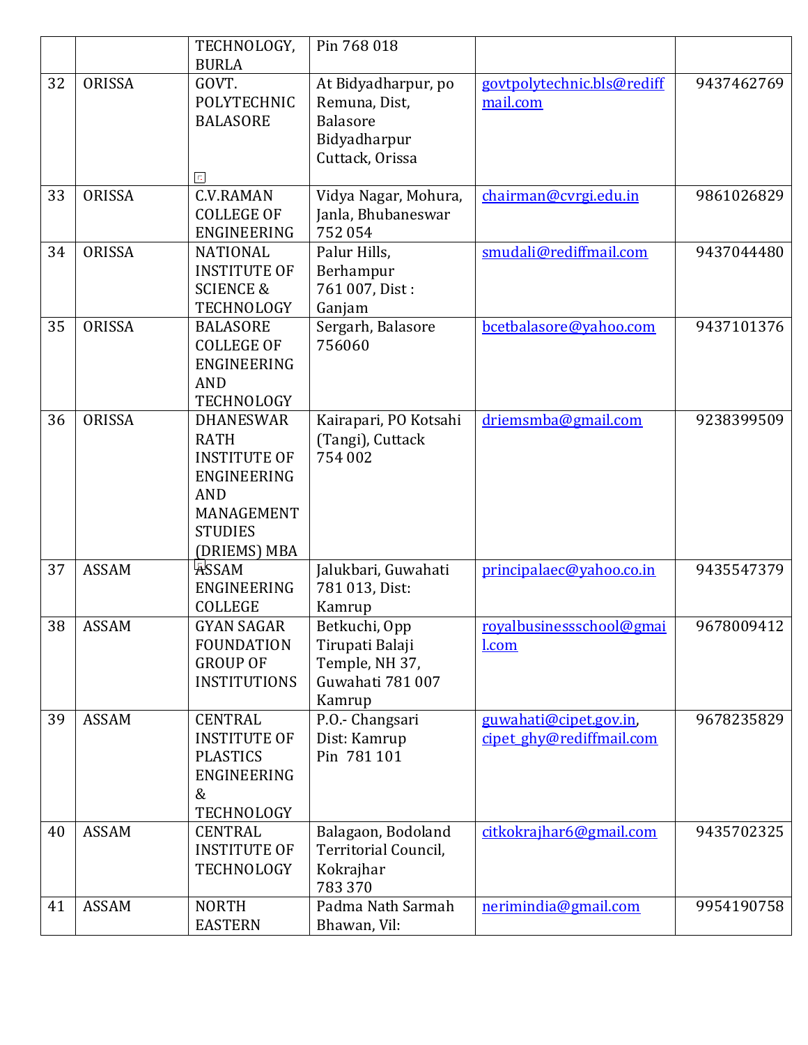| | | TECHNOLOGY, BURLA | Pin 768 018 | | |
|---|---|---|---|---|---|
| 32 | ORISSA | GOVT. POLYTECHNIC BALASORE | At Bidyadharpur, po Remuna, Dist, Balasore Bidyadharpur Cuttack, Orissa | govtpolytechnic.bls@rediffmail.com | 9437462769 |
| 33 | ORISSA | C.V.RAMAN COLLEGE OF ENGINEERING | Vidya Nagar, Mohura, Janla, Bhubaneswar 752 054 | chairman@cvrgi.edu.in | 9861026829 |
| 34 | ORISSA | NATIONAL INSTITUTE OF SCIENCE & TECHNOLOGY | Palur Hills, Berhampur 761 007, Dist : Ganjam | smudali@rediffmail.com | 9437044480 |
| 35 | ORISSA | BALASORE COLLEGE OF ENGINEERING AND TECHNOLOGY | Sergarh, Balasore 756060 | bcetbalasore@yahoo.com | 9437101376 |
| 36 | ORISSA | DHANESWAR RATH INSTITUTE OF ENGINEERING AND MANAGEMENT STUDIES (DRIEMS) MBA | Kairapari, PO Kotsahi (Tangi), Cuttack 754 002 | driemsmba@gmail.com | 9238399509 |
| 37 | ASSAM | ASSAM ENGINEERING COLLEGE | Jalukbari, Guwahati 781 013, Dist: Kamrup | principalaec@yahoo.co.in | 9435547379 |
| 38 | ASSAM | GYAN SAGAR FOUNDATION GROUP OF INSTITUTIONS | Betkuchi, Opp Tirupati Balaji Temple, NH 37, Guwahati 781 007 Kamrup | royalbusinessschool@gmail.com | 9678009412 |
| 39 | ASSAM | CENTRAL INSTITUTE OF PLASTICS ENGINEERING & TECHNOLOGY | P.O.- Changsari Dist: Kamrup Pin 781 101 | guwahati@cipet.gov.in, cipet_ghy@rediffmail.com | 9678235829 |
| 40 | ASSAM | CENTRAL INSTITUTE OF TECHNOLOGY | Balagaon, Bodoland Territorial Council, Kokrajhar 783 370 | citkokrajhar6@gmail.com | 9435702325 |
| 41 | ASSAM | NORTH EASTERN | Padma Nath Sarmah Bhawan, Vil: | nerimindia@gmail.com | 9954190758 |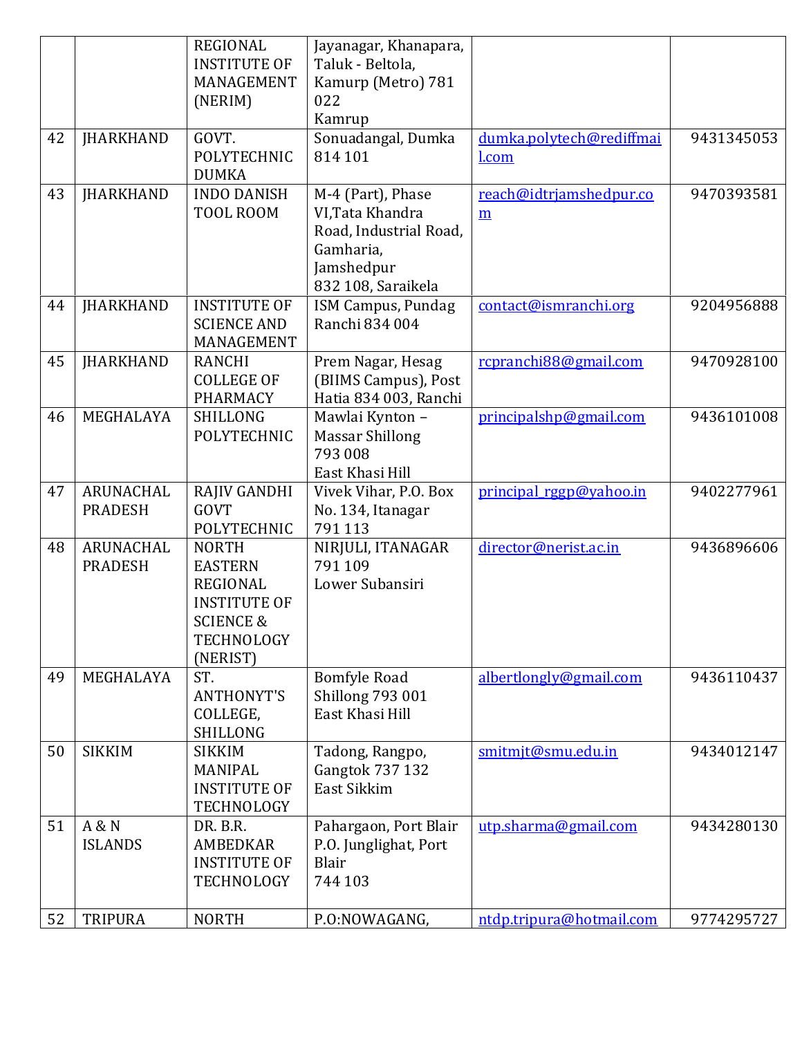| | | REGIONAL INSTITUTE OF MANAGEMENT (NERIM) | Jayanagar, Khanapara, Taluk - Beltola, Kamurp (Metro) 781 022 Kamrup | | |
|---|---|---|---|---|---|
| 42 | JHARKHAND | GOVT. POLYTECHNIC DUMKA | Sonuadangal, Dumka 814 101 | dumka.polytech@rediffmail.com | 9431345053 |
| 43 | JHARKHAND | INDO DANISH TOOL ROOM | M-4 (Part), Phase VI,Tata Khandra Road, Industrial Road, Gamharia, Jamshedpur 832 108, Saraikela | reach@idtrjamshedpur.com | 9470393581 |
| 44 | JHARKHAND | INSTITUTE OF SCIENCE AND MANAGEMENT | ISM Campus, Pundag Ranchi 834 004 | contact@ismranchi.org | 9204956888 |
| 45 | JHARKHAND | RANCHI COLLEGE OF PHARMACY | Prem Nagar, Hesag (BIIMS Campus), Post Hatia 834 003, Ranchi | rcpranchi88@gmail.com | 9470928100 |
| 46 | MEGHALAYA | SHILLONG POLYTECHNIC | Mawlai Kynton – Massar Shillong 793 008 East Khasi Hill | principalshp@gmail.com | 9436101008 |
| 47 | ARUNACHAL PRADESH | RAJIV GANDHI GOVT POLYTECHNIC | Vivek Vihar, P.O. Box No. 134, Itanagar 791 113 | principal_rggp@yahoo.in | 9402277961 |
| 48 | ARUNACHAL PRADESH | NORTH EASTERN REGIONAL INSTITUTE OF SCIENCE & TECHNOLOGY (NERIST) | NIRJULI, ITANAGAR 791 109 Lower Subansiri | director@nerist.ac.in | 9436896606 |
| 49 | MEGHALAYA | ST. ANTHONYT'S COLLEGE, SHILLONG | Bomfyle Road Shillong 793 001 East Khasi Hill | albertlongly@gmail.com | 9436110437 |
| 50 | SIKKIM | SIKKIM MANIPAL INSTITUTE OF TECHNOLOGY | Tadong, Rangpo, Gangtok 737 132 East Sikkim | smitmjt@smu.edu.in | 9434012147 |
| 51 | A & N ISLANDS | DR. B.R. AMBEDKAR INSTITUTE OF TECHNOLOGY | Pahargaon, Port Blair P.O. Junglighat, Port Blair 744 103 | utp.sharma@gmail.com | 9434280130 |
| 52 | TRIPURA | NORTH | P.O:NOWAGANG, | ntdp.tripura@hotmail.com | 9774295727 |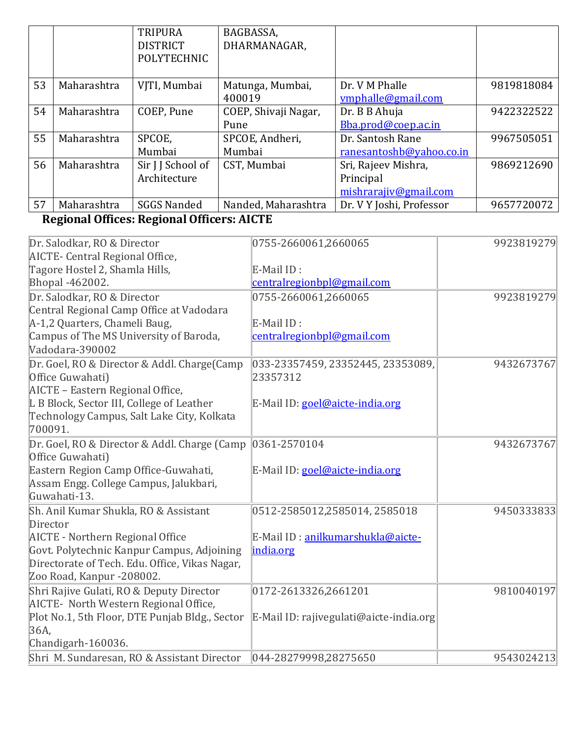|  |  | TRIPURA DISTRICT POLYTECHNIC | BAGBASSA, DHARMANAGAR, |  |  |
|---|---|---|---|---|---|
| 53 | Maharashtra | VJTI, Mumbai | Matunga, Mumbai, 400019 | Dr. V M Phalle vmphalle@gmail.com | 9819818084 |
| 54 | Maharashtra | COEP, Pune | COEP, Shivaji Nagar, Pune | Dr. B B Ahuja Bba.prod@coep.ac.in | 9422322522 |
| 55 | Maharashtra | SPCOE, Mumbai | SPCOE, Andheri, Mumbai | Dr. Santosh Rane ranesantoshb@yahoo.co.in | 9967505051 |
| 56 | Maharashtra | Sir J J School of Architecture | CST, Mumbai | Sri, Rajeev Mishra, Principal mishrarajiv@gmail.com | 9869212690 |
| 57 | Maharashtra | SGGS Nanded | Nanded, Maharashtra | Dr. V Y Joshi, Professor | 9657720072 |

**Regional Offices: Regional Officers: AICTE**

| Office | Phone / E-Mail | Mobile |
|---|---|---|
| Dr. Salodkar, RO & Director<br>AICTE- Central Regional Office,<br>Tagore Hostel 2, Shamla Hills,<br>Bhopal -462002. | 0755-2660061,2660065<br><br>E-Mail ID :<br>centralregionbpl@gmail.com | 9923819279 |
| Dr. Salodkar, RO & Director<br>Central Regional Camp Office at Vadodara<br>A-1,2 Quarters, Chameli Baug,<br>Campus of The MS University of Baroda,<br>Vadodara-390002 | 0755-2660061,2660065<br><br>E-Mail ID :<br>centralregionbpl@gmail.com | 9923819279 |
| Dr. Goel, RO & Director & Addl. Charge(Camp Office Guwahati)<br>AICTE – Eastern Regional Office,<br>L B Block, Sector III, College of Leather Technology Campus, Salt Lake City, Kolkata 700091. | 033-23357459, 23352445, 23353089, 23357312<br><br>E-Mail ID: goel@aicte-india.org | 9432673767 |
| Dr. Goel, RO & Director & Addl. Charge (Camp Office Guwahati)<br>Eastern Region Camp Office-Guwahati,<br>Assam Engg. College Campus, Jalukbari,<br>Guwahati-13. | 0361-2570104<br><br>E-Mail ID: goel@aicte-india.org | 9432673767 |
| Sh. Anil Kumar Shukla, RO & Assistant Director<br>AICTE - Northern Regional Office<br>Govt. Polytechnic Kanpur Campus, Adjoining Directorate of Tech. Edu. Office, Vikas Nagar, Zoo Road, Kanpur -208002. | 0512-2585012,2585014, 2585018<br><br>E-Mail ID : anilkumarshukla@aicte-india.org | 9450333833 |
| Shri Rajive Gulati, RO & Deputy Director<br>AICTE- North Western Regional Office,<br>Plot No.1, 5th Floor, DTE Punjab Bldg., Sector 36A,<br>Chandigarh-160036. | 0172-2613326,2661201<br><br>E-Mail ID: rajivegulati@aicte-india.org | 9810040197 |
| Shri M. Sundaresan, RO & Assistant Director | 044-28279998,28275650 | 9543024213 |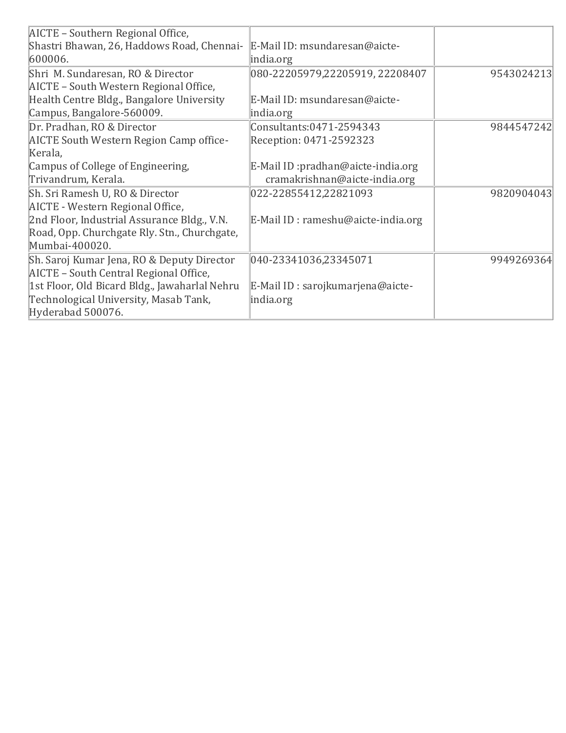| | | |
|---|---|---|
| AICTE – Southern Regional Office,<br>Shastri Bhawan, 26, Haddows Road, Chennai-600006. | E-Mail ID: msundaresan@aicte-india.org | |
| Shri M. Sundaresan, RO & Director<br>AICTE – South Western Regional Office,<br>Health Centre Bldg., Bangalore University Campus, Bangalore-560009. | 080-22205979,22205919, 22208407<br><br>E-Mail ID: msundaresan@aicte-india.org | 9543024213 |
| Dr. Pradhan, RO & Director<br>AICTE South Western Region Camp office-Kerala,<br>Campus of College of Engineering, Trivandrum, Kerala. | Consultants:0471-2594343<br>Reception: 0471-2592323<br><br>E-Mail ID :pradhan@aicte-india.org<br>cramakrishnan@aicte-india.org | 9844547242 |
| Sh. Sri Ramesh U, RO & Director<br>AICTE - Western Regional Office,<br>2nd Floor, Industrial Assurance Bldg., V.N. Road, Opp. Churchgate Rly. Stn., Churchgate, Mumbai-400020. | 022-22855412,22821093<br><br>E-Mail ID : rameshu@aicte-india.org | 9820904043 |
| Sh. Saroj Kumar Jena, RO & Deputy Director<br>AICTE – South Central Regional Office,<br>1st Floor, Old Bicard Bldg., Jawaharlal Nehru Technological University, Masab Tank, Hyderabad 500076. | 040-23341036,23345071<br><br>E-Mail ID : sarojkumarjena@aicte-india.org | 9949269364 |